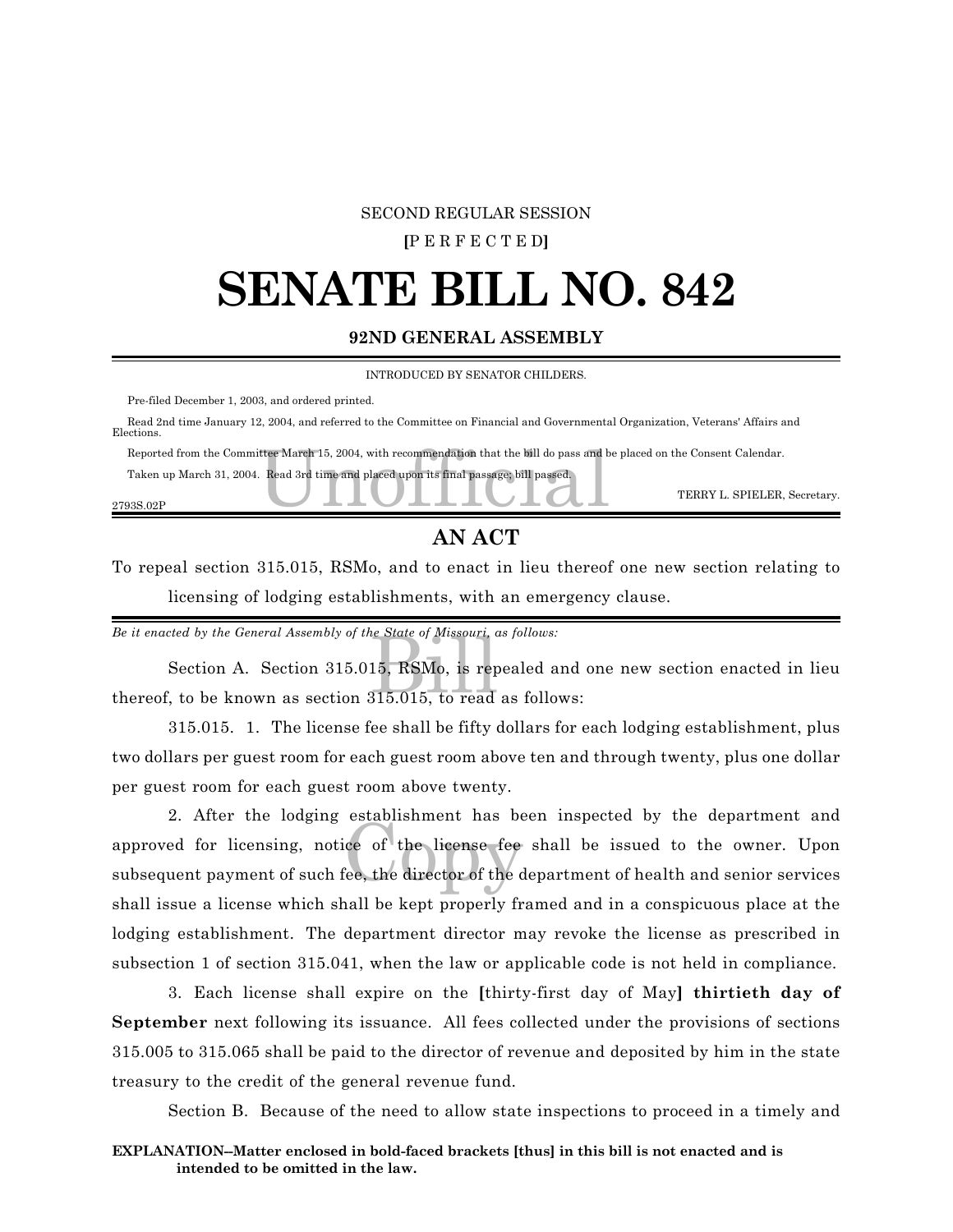SECOND REGULAR SESSION

**[**P E R F E C T E D**]**

# SENATE BILL NO. 842

**92ND GENERAL ASSEMBLY**

INTRODUCED BY SENATOR CHILDERS.

Pre-filed December 1, 2003, and ordered printed.

Read 2nd time January 12, 2004, and referred to the Committee on Financial and Governmental Organization, Veterans' Affairs and Elections.

Reported from the Committee March 15, 2004, with recommendation that the bill do pass and be placed on the Consent Calendar.

Taken up March 31, 2004. Read 3rd time and placed upon its final passage; bill passed.

TERRY L. SPIELER, Secretary.

2793S.02P

## AN ACT

To repeal section 315.015, RSMo, and to enact in lieu thereof one new section relating to licensing of lodging establishments, with an emergency clause.

*Be it enacted by the General Assembly of the State of Missouri, as follows:*

Section A. Section 315.015, RSMo, is repealed and one new section enacted in lieu thereof, to be known as section 315.015, to read as follows:

315.015. 1. The license fee shall be fifty dollars for each lodging establishment, plus two dollars per guest room for each guest room above ten and through twenty, plus one dollar per guest room for each guest room above twenty.

2. After the lodging establishment has been inspected by the department and approved for licensing, notice of the license fee shall be issued to the owner. Upon subsequent payment of such fee, the director of the department of health and senior services shall issue a license which shall be kept properly framed and in a conspicuous place at the lodging establishment. The department director may revoke the license as prescribed in subsection 1 of section 315.041, when the law or applicable code is not held in compliance.

3. Each license shall expire on the **[**thirty-first day of May**]** **thirtieth day of September** next following its issuance. All fees collected under the provisions of sections 315.005 to 315.065 shall be paid to the director of revenue and deposited by him in the state treasury to the credit of the general revenue fund.

Section B. Because of the need to allow state inspections to proceed in a timely and

**EXPLANATION--Matter enclosed in bold-faced brackets [thus] in this bill is not enacted and is intended to be omitted in the law.**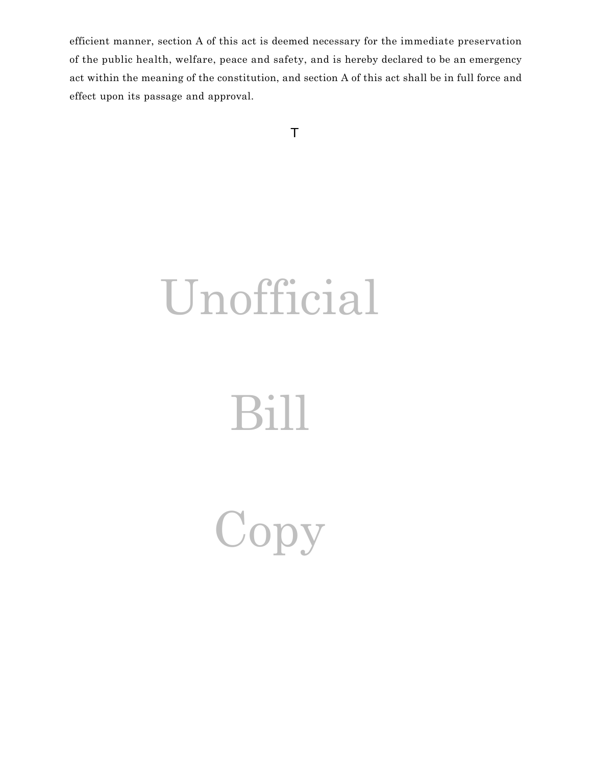efficient manner, section A of this act is deemed necessary for the immediate preservation of the public health, welfare, peace and safety, and is hereby declared to be an emergency act within the meaning of the constitution, and section A of this act shall be in full force and effect upon its passage and approval.

T

Unofficial

Bill

Copy